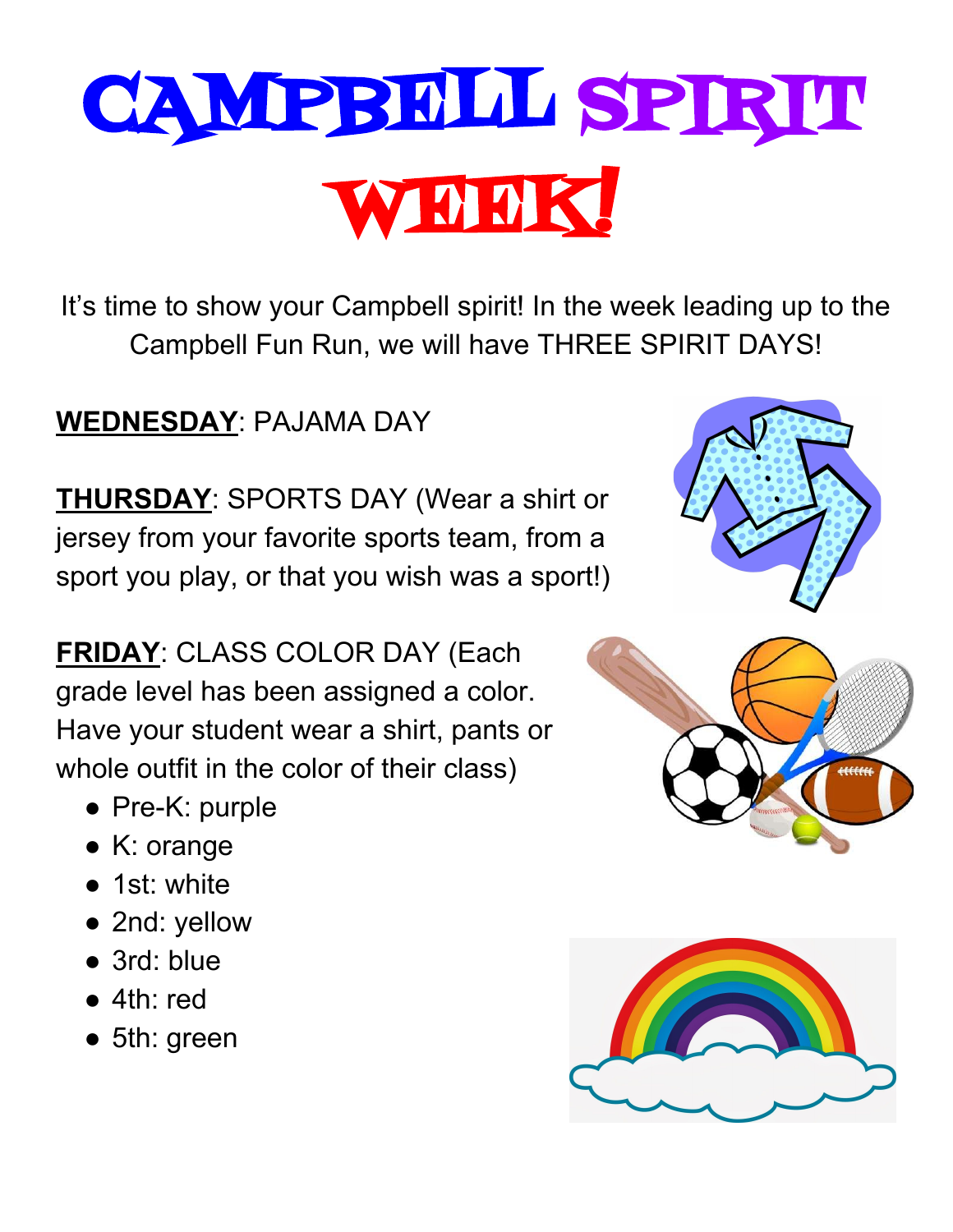# CAMPBELL SPIRIT WEEK!

It's time to show your Campbell spirit! In the week leading up to the Campbell Fun Run, we will have THREE SPIRIT DAYS!

**WEDNESDAY**: PAJAMA DAY

**THURSDAY**: SPORTS DAY (Wear a shirt or jersey from your favorite sports team, from a sport you play, or that you wish was a sport!)

**FRIDAY**: CLASS COLOR DAY (Each grade level has been assigned a color. Have your student wear a shirt, pants or whole outfit in the color of their class)

- Pre-K: purple
- K: orange
- 1st: white
- 2nd: yellow
- 3rd: blue
- 4th: red
- 5th: green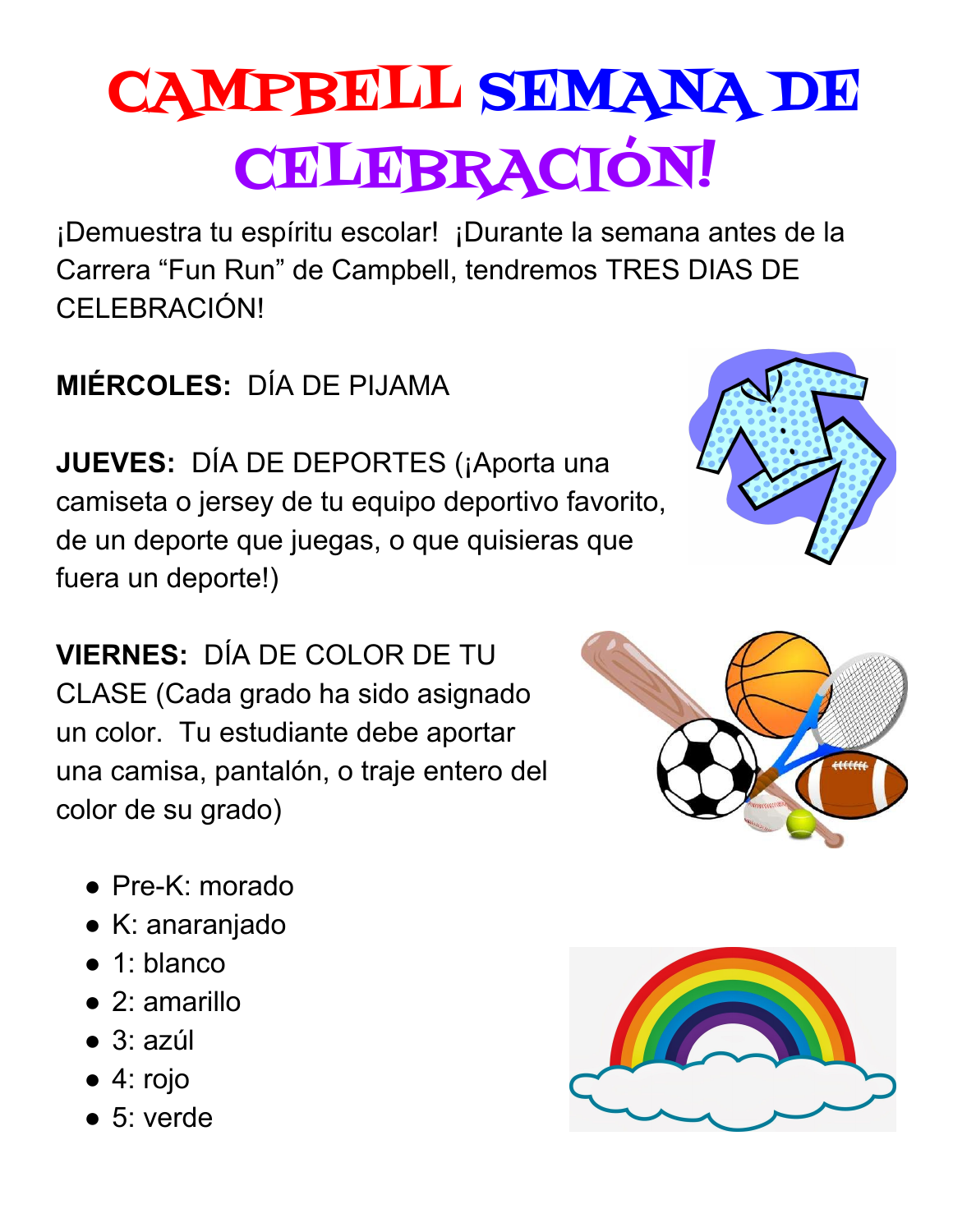# CAMPBELL SEMANA DE CELEBRACIÓN!

¡Demuestra tu espíritu escolar! ¡Durante la semana antes de la Carrera "Fun Run" de Campbell, tendremos TRES DIAS DE CELEBRACIÓN!

**MIÉRCOLES:** DÍA DE PIJAMA

**JUEVES:** DÍA DE DEPORTES (¡Aporta una camiseta o jersey de tu equipo deportivo favorito, de un deporte que juegas, o que quisieras que fuera un deporte!)

**VIERNES:** DÍA DE COLOR DE TU CLASE (Cada grado ha sido asignado un color. Tu estudiante debe aportar una camisa, pantalón, o traje entero del color de su grado)

- Pre-K: morado
- K: anaranjado
- 1: blanco
- 2: amarillo
- 3: azúl
- 4: rojo
- 5: verde